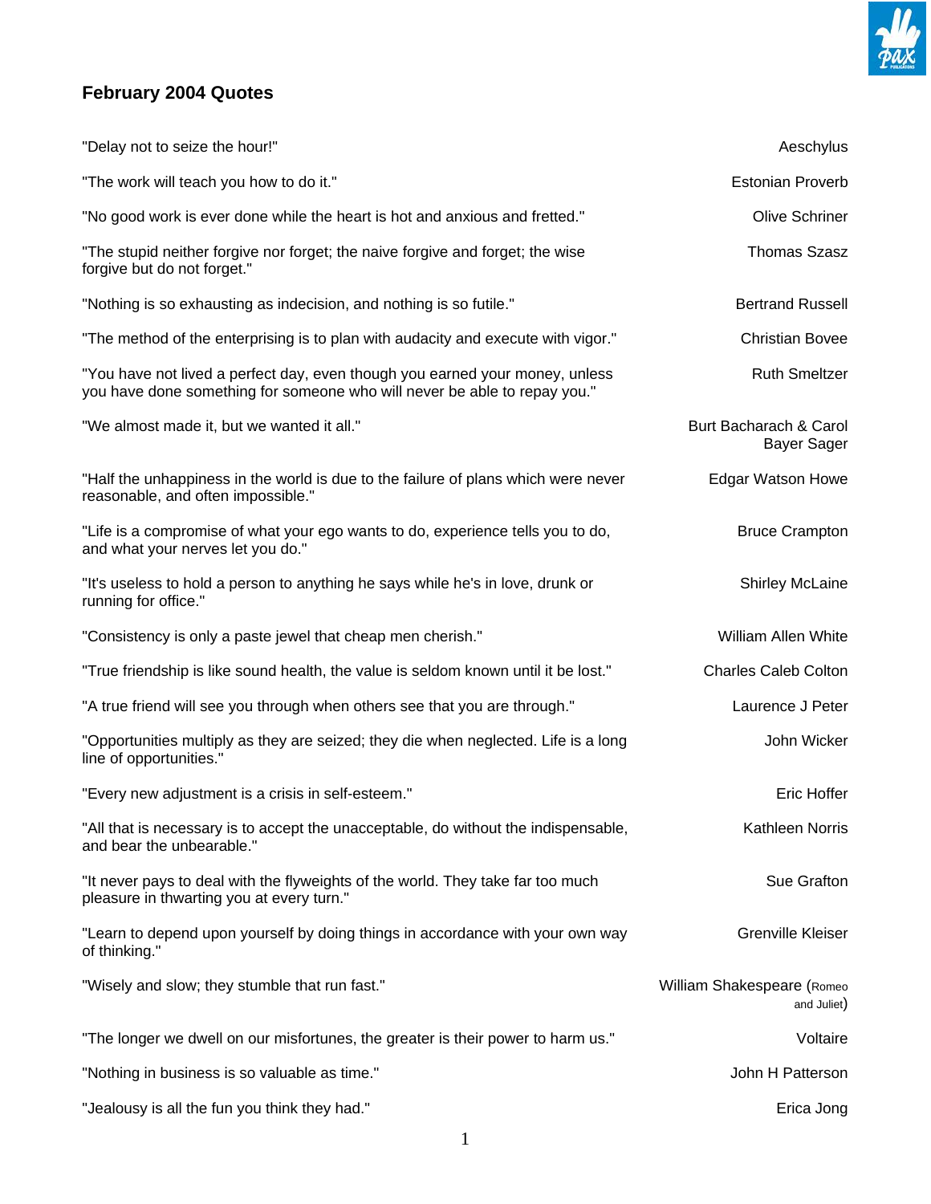## February 2004 Quotes

| Quote | Author |
|---|---|
| "Delay not to seize the hour!" | Aeschylus |
| "The work will teach you how to do it." | Estonian Proverb |
| "No good work is ever done while the heart is hot and anxious and fretted." | Olive Schriner |
| "The stupid neither forgive nor forget; the naive forgive and forget; the wise forgive but do not forget." | Thomas Szasz |
| "Nothing is so exhausting as indecision, and nothing is so futile." | Bertrand Russell |
| "The method of the enterprising is to plan with audacity and execute with vigor." | Christian Bovee |
| "You have not lived a perfect day, even though you earned your money, unless you have done something for someone who will never be able to repay you." | Ruth Smeltzer |
| "We almost made it, but we wanted it all." | Burt Bacharach & Carol Bayer Sager |
| "Half the unhappiness in the world is due to the failure of plans which were never reasonable, and often impossible." | Edgar Watson Howe |
| "Life is a compromise of what your ego wants to do, experience tells you to do, and what your nerves let you do." | Bruce Crampton |
| "It's useless to hold a person to anything he says while he's in love, drunk or running for office." | Shirley McLaine |
| "Consistency is only a paste jewel that cheap men cherish." | William Allen White |
| "True friendship is like sound health, the value is seldom known until it be lost." | Charles Caleb Colton |
| "A true friend will see you through when others see that you are through." | Laurence J Peter |
| "Opportunities multiply as they are seized; they die when neglected. Life is a long line of opportunities." | John Wicker |
| "Every new adjustment is a crisis in self-esteem." | Eric Hoffer |
| "All that is necessary is to accept the unacceptable, do without the indispensable, and bear the unbearable." | Kathleen Norris |
| "It never pays to deal with the flyweights of the world. They take far too much pleasure in thwarting you at every turn." | Sue Grafton |
| "Learn to depend upon yourself by doing things in accordance with your own way of thinking." | Grenville Kleiser |
| "Wisely and slow; they stumble that run fast." | William Shakespeare (Romeo and Juliet) |
| "The longer we dwell on our misfortunes, the greater is their power to harm us." | Voltaire |
| "Nothing in business is so valuable as time." | John H Patterson |
| "Jealousy is all the fun you think they had." | Erica Jong |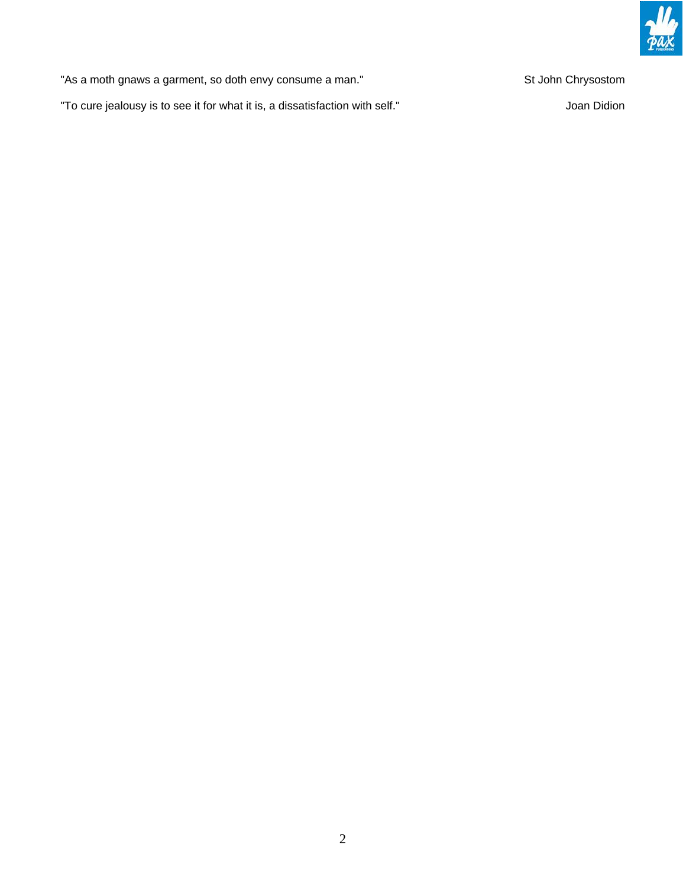"As a moth gnaws a garment, so doth envy consume a man." St John Chrysostom

"To cure jealousy is to see it for what it is, a dissatisfaction with self." Joan Didion